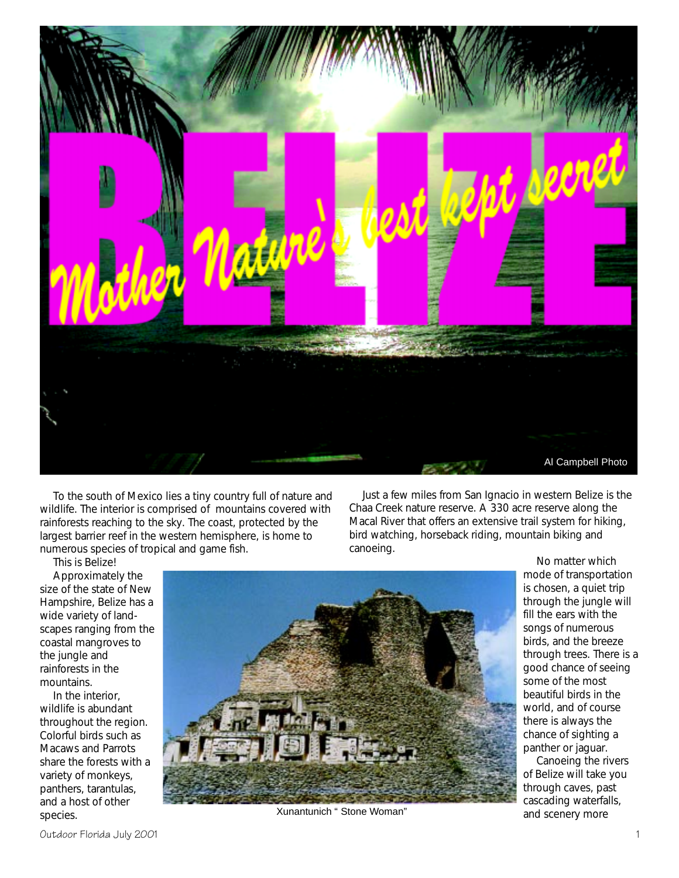# BELIZE

## Mother Nature's best kept secret

Al Campbell Photo

To the south of Mexico lies a tiny country full of nature and wildlife. The interior is comprised of mountains covered with rainforests reaching to the sky. The coast, protected by the largest barrier reef in the western hemisphere, is home to numerous species of tropical and game fish.

This is Belize!

Approximately the size of the state of New Hampshire, Belize has a wide variety of landscapes ranging from the coastal mangroves to the jungle and rainforests in the mountains.

In the interior, wildlife is abundant throughout the region. Colorful birds such as Macaws and Parrots share the forests with a variety of monkeys, panthers, tarantulas, and a host of other species.

Xunantunich " Stone Woman"

Just a few miles from San Ignacio in western Belize is the Chaa Creek nature reserve. A 330 acre reserve along the Macal River that offers an extensive trail system for hiking, bird watching, horseback riding, mountain biking and canoeing.

No matter which mode of transportation is chosen, a quiet trip through the jungle will fill the ears with the songs of numerous birds, and the breeze through trees. There is a good chance of seeing some of the most beautiful birds in the world, and of course there is always the chance of sighting a panther or jaguar.

Canoeing the rivers of Belize will take you through caves, past cascading waterfalls, and scenery more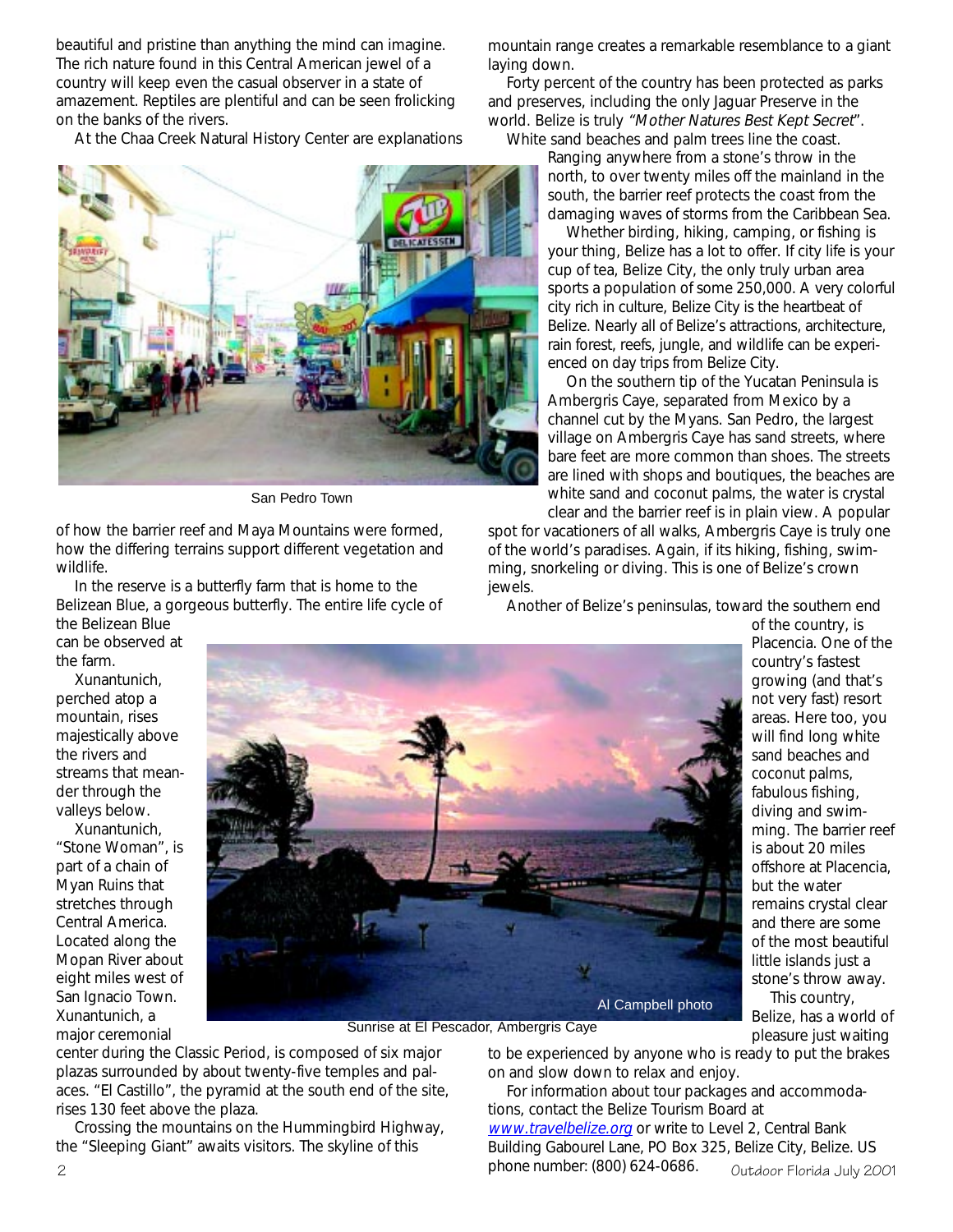beautiful and pristine than anything the mind can imagine. The rich nature found in this Central American jewel of a country will keep even the casual observer in a state of amazement. Reptiles are plentiful and can be seen frolicking on the banks of the rivers.

At the Chaa Creek Natural History Center are explanations of how the barrier reef and Maya Mountains were formed, how the differing terrains support different vegetation and wildlife.

San Pedro Town

In the reserve is a butterfly farm that is home to the Belizean Blue, a gorgeous butterfly. The entire life cycle of the Belizean Blue can be observed at the farm.

Xunantunich, perched atop a mountain, rises majestically above the rivers and streams that meander through the valleys below.

Xunantunich, "Stone Woman", is part of a chain of Myan Ruins that stretches through Central America. Located along the Mopan River about eight miles west of San Ignacio Town. Xunantunich, a major ceremonial center during the Classic Period, is composed of six major plazas surrounded by about twenty-five temples and palaces. "El Castillo", the pyramid at the south end of the site, rises 130 feet above the plaza.

Crossing the mountains on the Hummingbird Highway, the "Sleeping Giant" awaits visitors. The skyline of this mountain range creates a remarkable resemblance to a giant laying down.

Forty percent of the country has been protected as parks and preserves, including the only Jaguar Preserve in the world. Belize is truly *"Mother Natures Best Kept Secret"*.

White sand beaches and palm trees line the coast. Ranging anywhere from a stone's throw in the north, to over twenty miles off the mainland in the south, the barrier reef protects the coast from the damaging waves of storms from the Caribbean Sea.

Whether birding, hiking, camping, or fishing is your thing, Belize has a lot to offer. If city life is your cup of tea, Belize City, the only truly urban area sports a population of some 250,000. A very colorful city rich in culture, Belize City is the heartbeat of Belize. Nearly all of Belize's attractions, architecture, rain forest, reefs, jungle, and wildlife can be experienced on day trips from Belize City.

On the southern tip of the Yucatan Peninsula is Ambergris Caye, separated from Mexico by a channel cut by the Myans. San Pedro, the largest village on Ambergris Caye has sand streets, where bare feet are more common than shoes. The streets are lined with shops and boutiques, the beaches are white sand and coconut palms, the water is crystal clear and the barrier reef is in plain view. A popular spot for vacationers of all walks, Ambergris Caye is truly one of the world's paradises. Again, if its hiking, fishing, swimming, snorkeling or diving. This is one of Belize's crown jewels.

Another of Belize's peninsulas, toward the southern end of the country, is Placencia. One of the country's fastest growing (and that's not very fast) resort areas. Here too, you will find long white sand beaches and coconut palms, fabulous fishing, diving and swimming. The barrier reef is about 20 miles offshore at Placencia, but the water remains crystal clear and there are some of the most beautiful little islands just a stone's throw away.

Al Campbell photo

Sunrise at El Pescador, Ambergris Caye

This country, Belize, has a world of pleasure just waiting to be experienced by anyone who is ready to put the brakes on and slow down to relax and enjoy.

For information about tour packages and accommodations, contact the Belize Tourism Board at www.travelbelize.org or write to Level 2, Central Bank Building Gabourel Lane, PO Box 325, Belize City, Belize. US phone number: (800) 624-0686.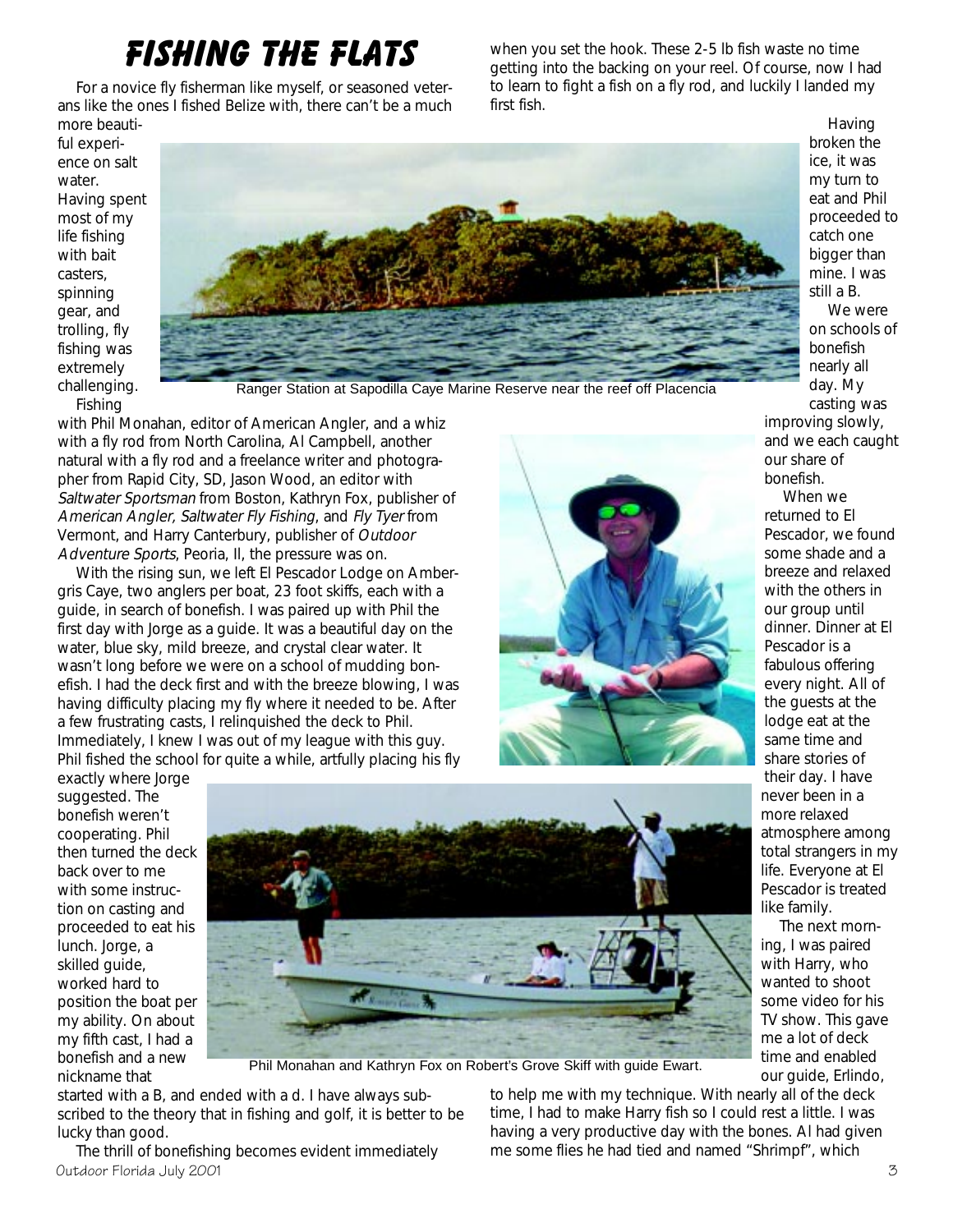# FISHING THE FLATS

For a novice fly fisherman like myself, or seasoned veterans like the ones I fished Belize with, there can't be a much more beautiful experience on salt water. Having spent most of my life fishing with bait casters, spinning gear, and trolling, fly fishing was extremely challenging.

Ranger Station at Sapodilla Caye Marine Reserve near the reef off Placencia

Fishing with Phil Monahan, editor of American Angler, and a whiz with a fly rod from North Carolina, Al Campbell, another natural with a fly rod and a freelance writer and photographer from Rapid City, SD, Jason Wood, an editor with *Saltwater Sportsman* from Boston, Kathryn Fox, publisher of *American Angler, Saltwater Fly Fishing*, and *Fly Tyer* from Vermont, and Harry Canterbury, publisher of *Outdoor Adventure Sports*, Peoria, Il, the pressure was on.

With the rising sun, we left El Pescador Lodge on Ambergris Caye, two anglers per boat, 23 foot skiffs, each with a guide, in search of bonefish. I was paired up with Phil the first day with Jorge as a guide. It was a beautiful day on the water, blue sky, mild breeze, and crystal clear water. It wasn't long before we were on a school of mudding bonefish. I had the deck first and with the breeze blowing, I was having difficulty placing my fly where it needed to be. After a few frustrating casts, I relinquished the deck to Phil. Immediately, I knew I was out of my league with this guy. Phil fished the school for quite a while, artfully placing his fly exactly where Jorge suggested. The bonefish weren't cooperating. Phil then turned the deck back over to me with some instruction on casting and proceeded to eat his lunch. Jorge, a skilled guide, worked hard to position the boat per my ability. On about my fifth cast, I had a bonefish and a new nickname that started with a B, and ended with a d. I have always subscribed to the theory that in fishing and golf, it is better to be lucky than good.

Phil Monahan and Kathryn Fox on Robert's Grove Skiff with guide Ewart.

The thrill of bonefishing becomes evident immediately when you set the hook. These 2-5 lb fish waste no time getting into the backing on your reel. Of course, now I had to learn to fight a fish on a fly rod, and luckily I landed my first fish.

Having broken the ice, it was my turn to eat and Phil proceeded to catch one bigger than mine. I was still a B.

We were on schools of bonefish nearly all day. My casting was improving slowly, and we each caught our share of bonefish.

When we returned to El Pescador, we found some shade and a breeze and relaxed with the others in our group until dinner. Dinner at El Pescador is a fabulous offering every night. All of the guests at the lodge eat at the same time and share stories of their day. I have never been in a more relaxed atmosphere among total strangers in my life. Everyone at El Pescador is treated like family.

The next morning, I was paired with Harry, who wanted to shoot some video for his TV show. This gave me a lot of deck time and enabled our guide, Erlindo, to help me with my technique. With nearly all of the deck time, I had to make Harry fish so I could rest a little. I was having a very productive day with the bones. Al had given me some flies he had tied and named "Shrimpf", which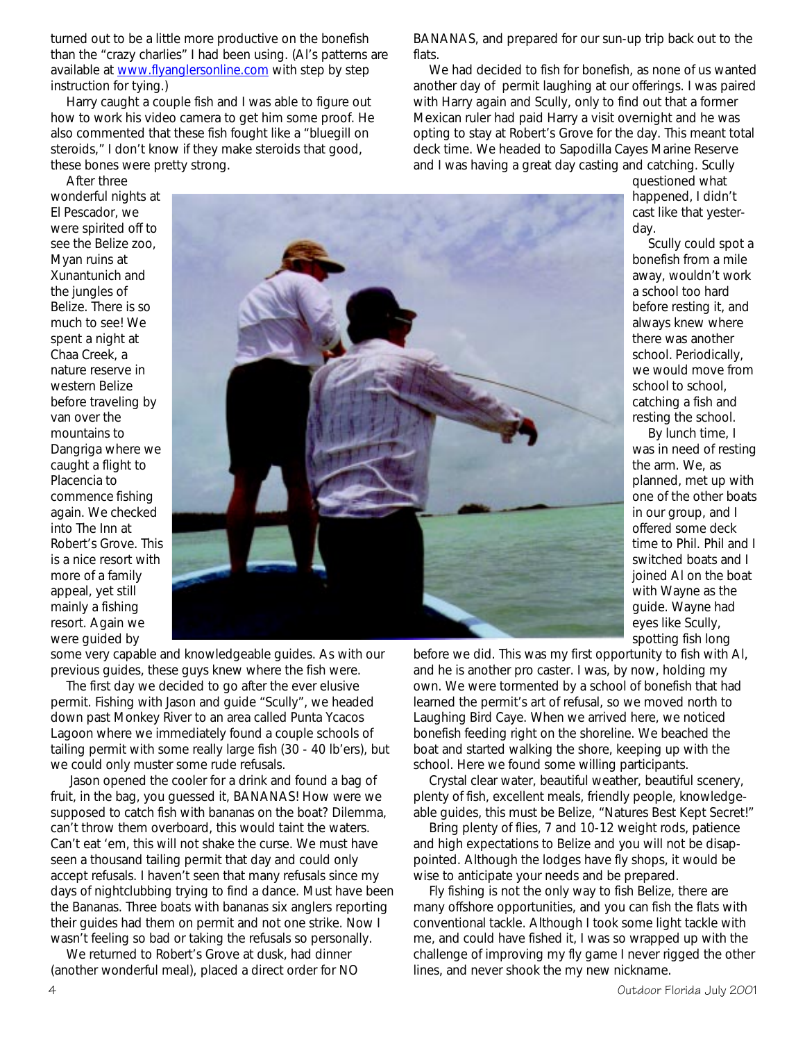turned out to be a little more productive on the bonefish than the "crazy charlies" I had been using. (Al's patterns are available at www.flyanglersonline.com with step by step instruction for tying.)

Harry caught a couple fish and I was able to figure out how to work his video camera to get him some proof. He also commented that these fish fought like a "bluegill on steroids," I don't know if they make steroids that good, these bones were pretty strong.

After three wonderful nights at El Pescador, we were spirited off to see the Belize zoo, Myan ruins at Xunantunich and the jungles of Belize. There is so much to see! We spent a night at Chaa Creek, a nature reserve in western Belize before traveling by van over the mountains to Dangriga where we caught a flight to Placencia to commence fishing again. We checked into The Inn at Robert's Grove. This is a nice resort with more of a family appeal, yet still mainly a fishing resort. Again we were guided by some very capable and knowledgeable guides. As with our previous guides, these guys knew where the fish were.

The first day we decided to go after the ever elusive permit. Fishing with Jason and guide "Scully", we headed down past Monkey River to an area called Punta Ycacos Lagoon where we immediately found a couple schools of tailing permit with some really large fish (30 - 40 lb'ers), but we could only muster some rude refusals.

Jason opened the cooler for a drink and found a bag of fruit, in the bag, you guessed it, BANANAS! How were we supposed to catch fish with bananas on the boat? Dilemma, can't throw them overboard, this would taint the waters. Can't eat 'em, this will not shake the curse. We must have seen a thousand tailing permit that day and could only accept refusals. I haven't seen that many refusals since my days of nightclubbing trying to find a dance. Must have been the Bananas. Three boats with bananas six anglers reporting their guides had them on permit and not one strike. Now I wasn't feeling so bad or taking the refusals so personally.

We returned to Robert's Grove at dusk, had dinner (another wonderful meal), placed a direct order for NO BANANAS, and prepared for our sun-up trip back out to the flats.

We had decided to fish for bonefish, as none of us wanted another day of permit laughing at our offerings. I was paired with Harry again and Scully, only to find out that a former Mexican ruler had paid Harry a visit overnight and he was opting to stay at Robert's Grove for the day. This meant total deck time. We headed to Sapodilla Cayes Marine Reserve and I was having a great day casting and catching. Scully questioned what happened, I didn't cast like that yesterday.

Scully could spot a bonefish from a mile away, wouldn't work a school too hard before resting it, and always knew where there was another school. Periodically, we would move from school to school, catching a fish and resting the school.

By lunch time, I was in need of resting the arm. We, as planned, met up with one of the other boats in our group, and I offered some deck time to Phil. Phil and I switched boats and I joined Al on the boat with Wayne as the guide. Wayne had eyes like Scully, spotting fish long before we did. This was my first opportunity to fish with Al, and he is another pro caster. I was, by now, holding my own. We were tormented by a school of bonefish that had learned the permit's art of refusal, so we moved north to Laughing Bird Caye. When we arrived here, we noticed bonefish feeding right on the shoreline. We beached the boat and started walking the shore, keeping up with the school. Here we found some willing participants.

Crystal clear water, beautiful weather, beautiful scenery, plenty of fish, excellent meals, friendly people, knowledgeable guides, this must be Belize, "Natures Best Kept Secret!"

Bring plenty of flies, 7 and 10-12 weight rods, patience and high expectations to Belize and you will not be disappointed. Although the lodges have fly shops, it would be wise to anticipate your needs and be prepared.

Fly fishing is not the only way to fish Belize, there are many offshore opportunities, and you can fish the flats with conventional tackle. Although I took some light tackle with me, and could have fished it, I was so wrapped up with the challenge of improving my fly game I never rigged the other lines, and never shook the my new nickname.